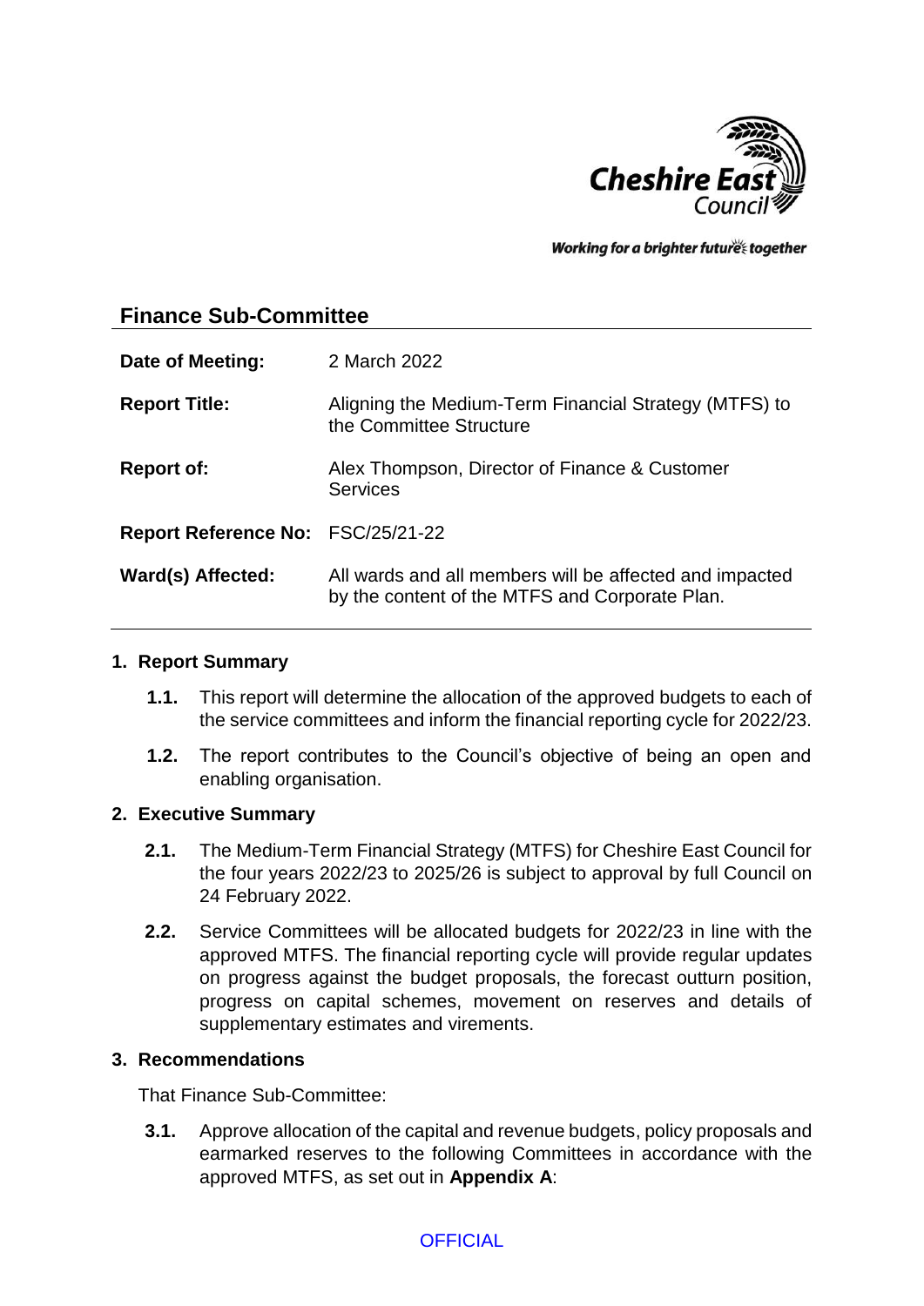Cheshire East Council

Working for a brighter futures together

## Finance Sub-Committee

| | |
|---|---|
| **Date of Meeting:** | 2 March 2022 |
| **Report Title:** | Aligning the Medium-Term Financial Strategy (MTFS) to the Committee Structure |
| **Report of:** | Alex Thompson, Director of Finance & Customer Services |
| **Report Reference No:** | FSC/25/21-22 |
| **Ward(s) Affected:** | All wards and all members will be affected and impacted by the content of the MTFS and Corporate Plan. |

### 1. Report Summary

**1.1.** This report will determine the allocation of the approved budgets to each of the service committees and inform the financial reporting cycle for 2022/23.

**1.2.** The report contributes to the Council's objective of being an open and enabling organisation.

### 2. Executive Summary

**2.1.** The Medium-Term Financial Strategy (MTFS) for Cheshire East Council for the four years 2022/23 to 2025/26 is subject to approval by full Council on 24 February 2022.

**2.2.** Service Committees will be allocated budgets for 2022/23 in line with the approved MTFS. The financial reporting cycle will provide regular updates on progress against the budget proposals, the forecast outturn position, progress on capital schemes, movement on reserves and details of supplementary estimates and virements.

### 3. Recommendations

That Finance Sub-Committee:

**3.1.** Approve allocation of the capital and revenue budgets, policy proposals and earmarked reserves to the following Committees in accordance with the approved MTFS, as set out in **Appendix A**:

OFFICIAL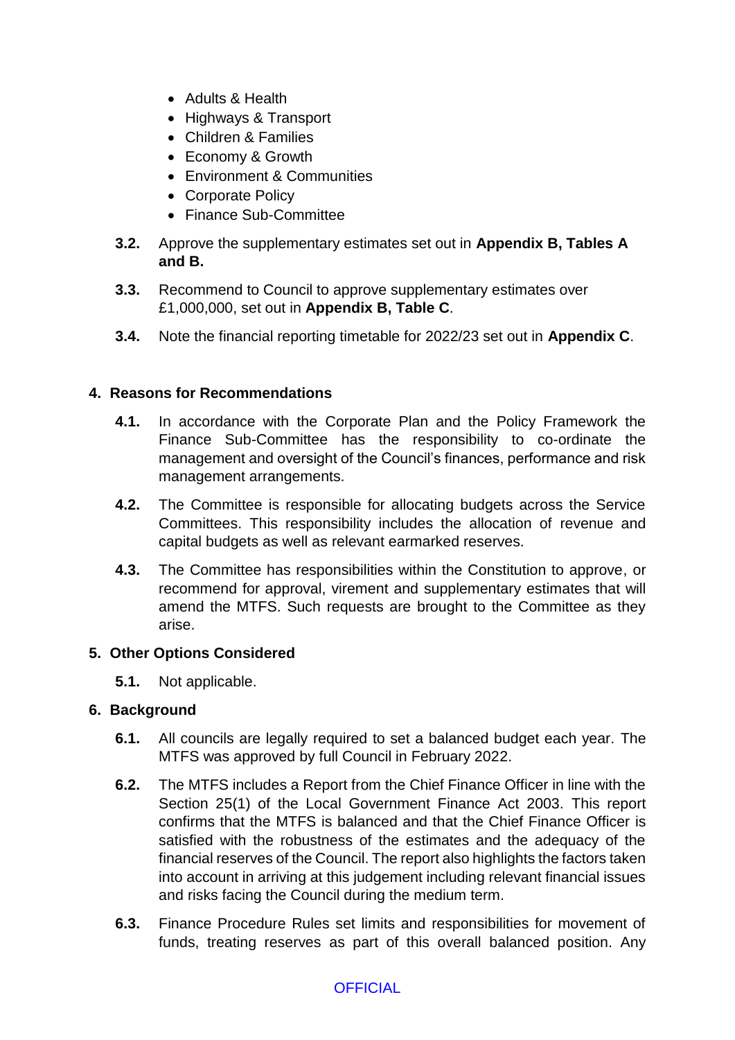- Adults & Health
- Highways & Transport
- Children & Families
- Economy & Growth
- Environment & Communities
- Corporate Policy
- Finance Sub-Committee

**3.2.** Approve the supplementary estimates set out in **Appendix B, Tables A and B.**

**3.3.** Recommend to Council to approve supplementary estimates over £1,000,000, set out in **Appendix B, Table C**.

**3.4.** Note the financial reporting timetable for 2022/23 set out in **Appendix C**.

## 4. Reasons for Recommendations

**4.1.** In accordance with the Corporate Plan and the Policy Framework the Finance Sub-Committee has the responsibility to co-ordinate the management and oversight of the Council's finances, performance and risk management arrangements.

**4.2.** The Committee is responsible for allocating budgets across the Service Committees. This responsibility includes the allocation of revenue and capital budgets as well as relevant earmarked reserves.

**4.3.** The Committee has responsibilities within the Constitution to approve, or recommend for approval, virement and supplementary estimates that will amend the MTFS. Such requests are brought to the Committee as they arise.

## 5. Other Options Considered

**5.1.** Not applicable.

## 6. Background

**6.1.** All councils are legally required to set a balanced budget each year. The MTFS was approved by full Council in February 2022.

**6.2.** The MTFS includes a Report from the Chief Finance Officer in line with the Section 25(1) of the Local Government Finance Act 2003. This report confirms that the MTFS is balanced and that the Chief Finance Officer is satisfied with the robustness of the estimates and the adequacy of the financial reserves of the Council. The report also highlights the factors taken into account in arriving at this judgement including relevant financial issues and risks facing the Council during the medium term.

**6.3.** Finance Procedure Rules set limits and responsibilities for movement of funds, treating reserves as part of this overall balanced position. Any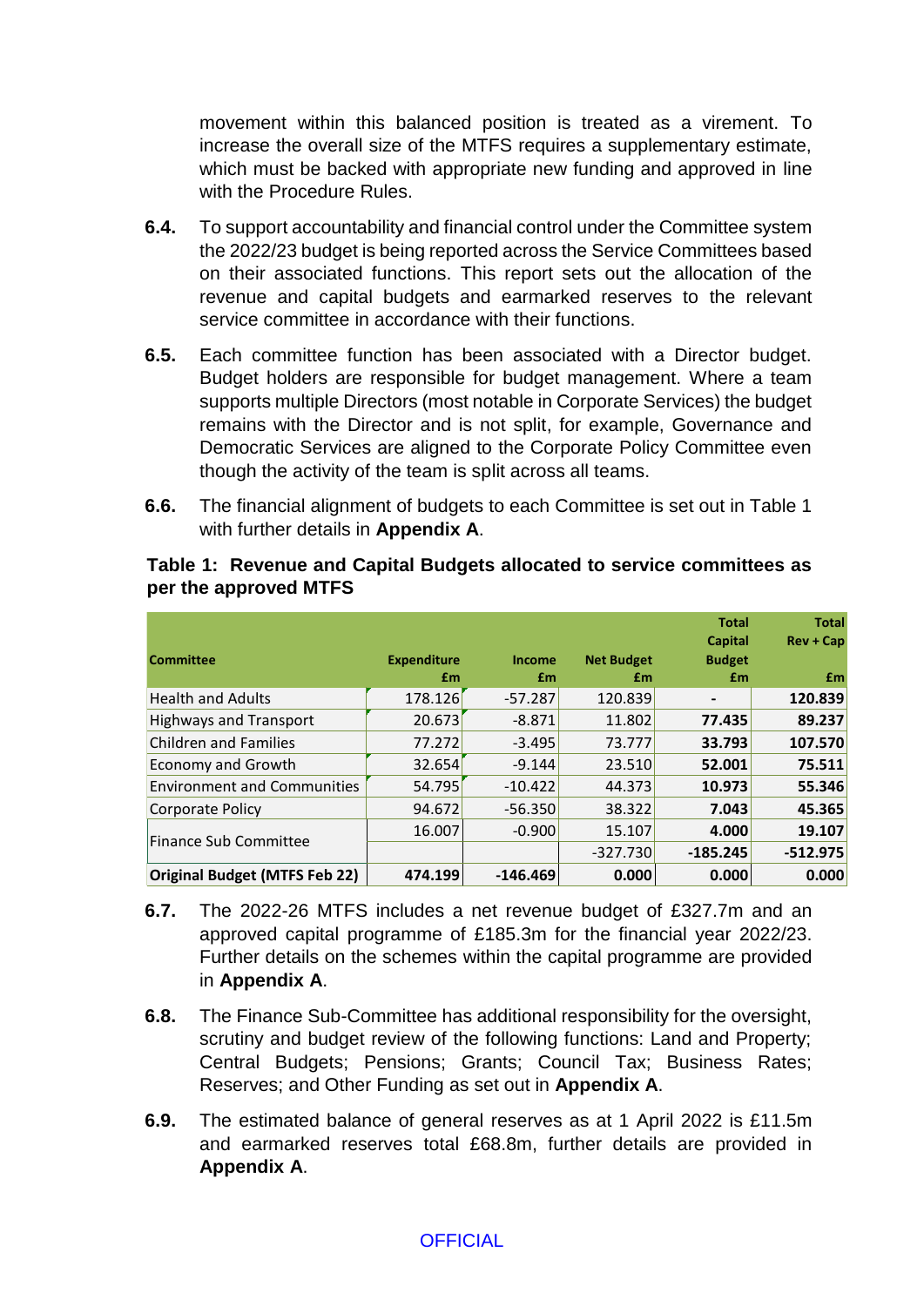movement within this balanced position is treated as a virement. To increase the overall size of the MTFS requires a supplementary estimate, which must be backed with appropriate new funding and approved in line with the Procedure Rules.

**6.4.** To support accountability and financial control under the Committee system the 2022/23 budget is being reported across the Service Committees based on their associated functions. This report sets out the allocation of the revenue and capital budgets and earmarked reserves to the relevant service committee in accordance with their functions.

**6.5.** Each committee function has been associated with a Director budget. Budget holders are responsible for budget management. Where a team supports multiple Directors (most notable in Corporate Services) the budget remains with the Director and is not split, for example, Governance and Democratic Services are aligned to the Corporate Policy Committee even though the activity of the team is split across all teams.

**6.6.** The financial alignment of budgets to each Committee is set out in Table 1 with further details in **Appendix A**.

**Table 1: Revenue and Capital Budgets allocated to service committees as per the approved MTFS**

| Committee | Expenditure £m | Income £m | Net Budget £m | Total Capital Budget £m | Total Rev + Cap £m |
|---|---|---|---|---|---|
| Health and Adults | 178.126 | -57.287 | 120.839 | - | 120.839 |
| Highways and Transport | 20.673 | -8.871 | 11.802 | 77.435 | 89.237 |
| Children and Families | 77.272 | -3.495 | 73.777 | 33.793 | 107.570 |
| Economy and Growth | 32.654 | -9.144 | 23.510 | 52.001 | 75.511 |
| Environment and Communities | 54.795 | -10.422 | 44.373 | 10.973 | 55.346 |
| Corporate Policy | 94.672 | -56.350 | 38.322 | 7.043 | 45.365 |
| Finance Sub Committee | 16.007 | -0.900 | 15.107 | 4.000 | 19.107 |
| | | | -327.730 | -185.245 | -512.975 |
| **Original Budget (MTFS Feb 22)** | **474.199** | **-146.469** | **0.000** | **0.000** | **0.000** |

**6.7.** The 2022-26 MTFS includes a net revenue budget of £327.7m and an approved capital programme of £185.3m for the financial year 2022/23. Further details on the schemes within the capital programme are provided in **Appendix A**.

**6.8.** The Finance Sub-Committee has additional responsibility for the oversight, scrutiny and budget review of the following functions: Land and Property; Central Budgets; Pensions; Grants; Council Tax; Business Rates; Reserves; and Other Funding as set out in **Appendix A**.

**6.9.** The estimated balance of general reserves as at 1 April 2022 is £11.5m and earmarked reserves total £68.8m, further details are provided in **Appendix A**.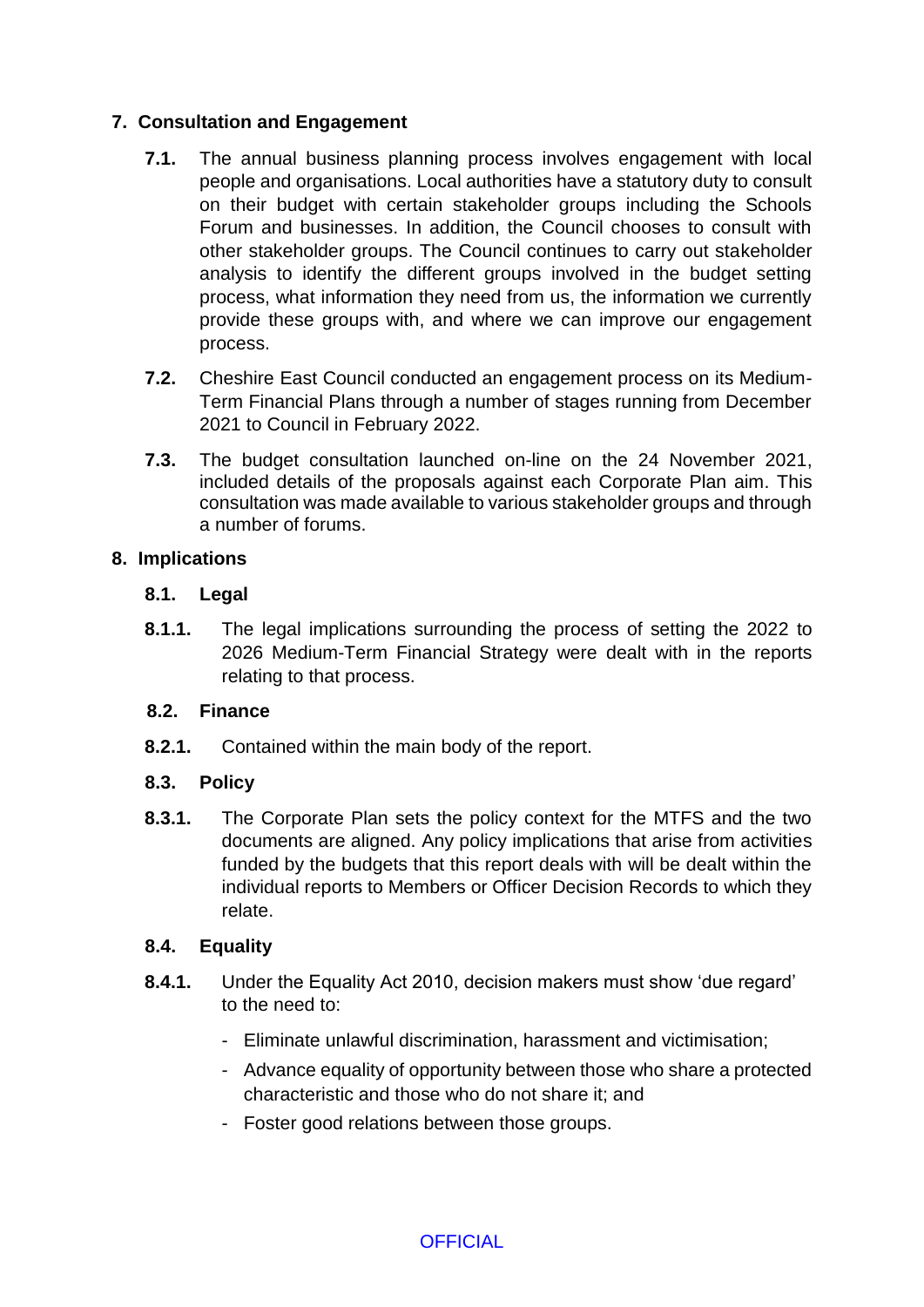## 7. Consultation and Engagement

**7.1.** The annual business planning process involves engagement with local people and organisations. Local authorities have a statutory duty to consult on their budget with certain stakeholder groups including the Schools Forum and businesses. In addition, the Council chooses to consult with other stakeholder groups. The Council continues to carry out stakeholder analysis to identify the different groups involved in the budget setting process, what information they need from us, the information we currently provide these groups with, and where we can improve our engagement process.

**7.2.** Cheshire East Council conducted an engagement process on its Medium-Term Financial Plans through a number of stages running from December 2021 to Council in February 2022.

**7.3.** The budget consultation launched on-line on the 24 November 2021, included details of the proposals against each Corporate Plan aim. This consultation was made available to various stakeholder groups and through a number of forums.

## 8. Implications

### 8.1. Legal

**8.1.1.** The legal implications surrounding the process of setting the 2022 to 2026 Medium-Term Financial Strategy were dealt with in the reports relating to that process.

### 8.2. Finance

**8.2.1.** Contained within the main body of the report.

### 8.3. Policy

**8.3.1.** The Corporate Plan sets the policy context for the MTFS and the two documents are aligned. Any policy implications that arise from activities funded by the budgets that this report deals with will be dealt within the individual reports to Members or Officer Decision Records to which they relate.

### 8.4. Equality

**8.4.1.** Under the Equality Act 2010, decision makers must show 'due regard' to the need to:

- Eliminate unlawful discrimination, harassment and victimisation;
- Advance equality of opportunity between those who share a protected characteristic and those who do not share it; and
- Foster good relations between those groups.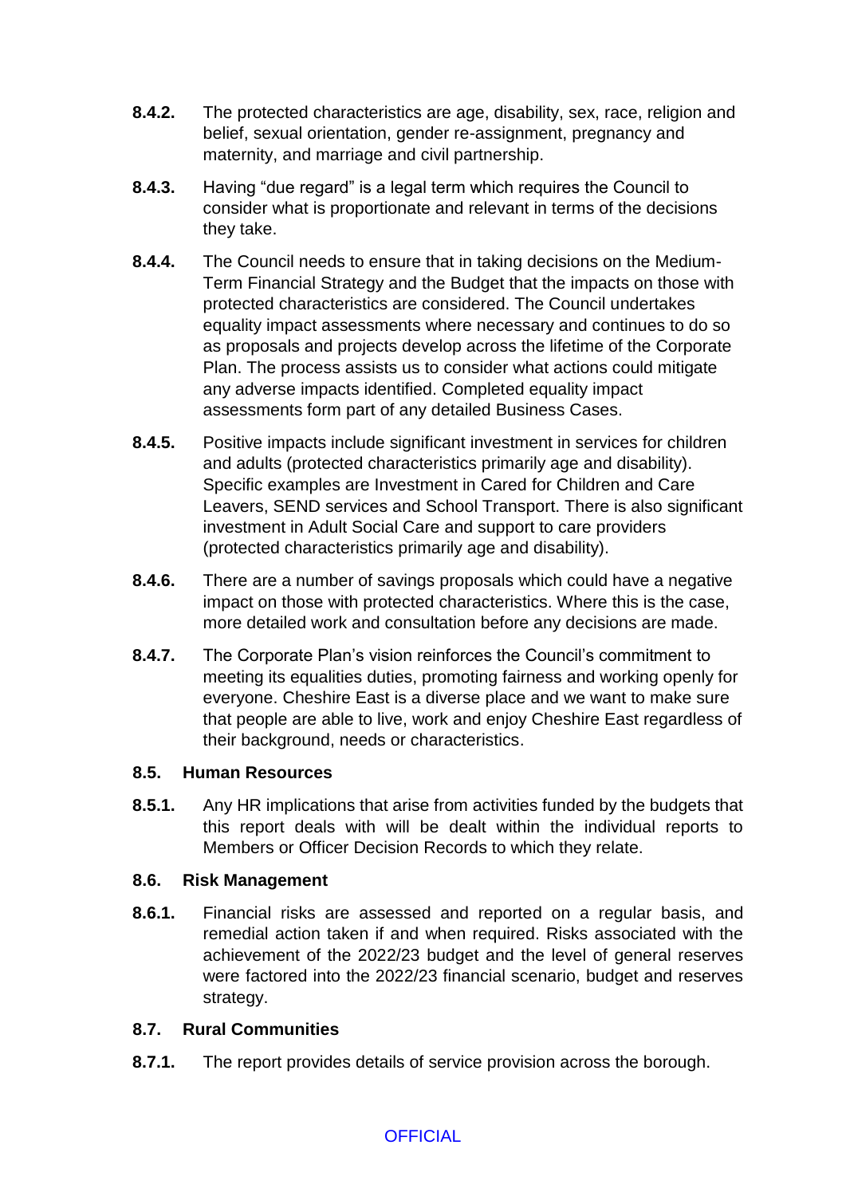**8.4.2.** The protected characteristics are age, disability, sex, race, religion and belief, sexual orientation, gender re-assignment, pregnancy and maternity, and marriage and civil partnership.

**8.4.3.** Having "due regard" is a legal term which requires the Council to consider what is proportionate and relevant in terms of the decisions they take.

**8.4.4.** The Council needs to ensure that in taking decisions on the Medium-Term Financial Strategy and the Budget that the impacts on those with protected characteristics are considered. The Council undertakes equality impact assessments where necessary and continues to do so as proposals and projects develop across the lifetime of the Corporate Plan. The process assists us to consider what actions could mitigate any adverse impacts identified. Completed equality impact assessments form part of any detailed Business Cases.

**8.4.5.** Positive impacts include significant investment in services for children and adults (protected characteristics primarily age and disability). Specific examples are Investment in Cared for Children and Care Leavers, SEND services and School Transport. There is also significant investment in Adult Social Care and support to care providers (protected characteristics primarily age and disability).

**8.4.6.** There are a number of savings proposals which could have a negative impact on those with protected characteristics. Where this is the case, more detailed work and consultation before any decisions are made.

**8.4.7.** The Corporate Plan's vision reinforces the Council's commitment to meeting its equalities duties, promoting fairness and working openly for everyone. Cheshire East is a diverse place and we want to make sure that people are able to live, work and enjoy Cheshire East regardless of their background, needs or characteristics.

**8.5. Human Resources**

**8.5.1.** Any HR implications that arise from activities funded by the budgets that this report deals with will be dealt within the individual reports to Members or Officer Decision Records to which they relate.

**8.6. Risk Management**

**8.6.1.** Financial risks are assessed and reported on a regular basis, and remedial action taken if and when required. Risks associated with the achievement of the 2022/23 budget and the level of general reserves were factored into the 2022/23 financial scenario, budget and reserves strategy.

**8.7. Rural Communities**

**8.7.1.** The report provides details of service provision across the borough.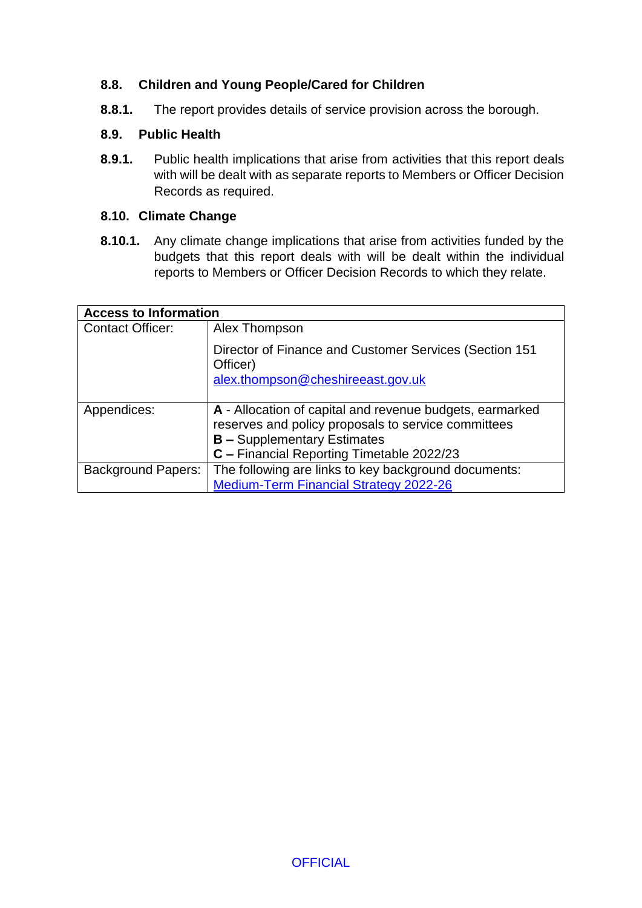### 8.8. Children and Young People/Cared for Children

**8.8.1.** The report provides details of service provision across the borough.

### 8.9. Public Health

**8.9.1.** Public health implications that arise from activities that this report deals with will be dealt with as separate reports to Members or Officer Decision Records as required.

### 8.10. Climate Change

**8.10.1.** Any climate change implications that arise from activities funded by the budgets that this report deals with will be dealt within the individual reports to Members or Officer Decision Records to which they relate.

| **Access to Information** | |
|---|---|
| Contact Officer: | Alex Thompson<br><br>Director of Finance and Customer Services (Section 151 Officer)<br>alex.thompson@cheshireeast.gov.uk |
| Appendices: | **A** - Allocation of capital and revenue budgets, earmarked reserves and policy proposals to service committees<br>**B –** Supplementary Estimates<br>**C –** Financial Reporting Timetable 2022/23 |
| Background Papers: | The following are links to key background documents:<br>Medium-Term Financial Strategy 2022-26 |

OFFICIAL